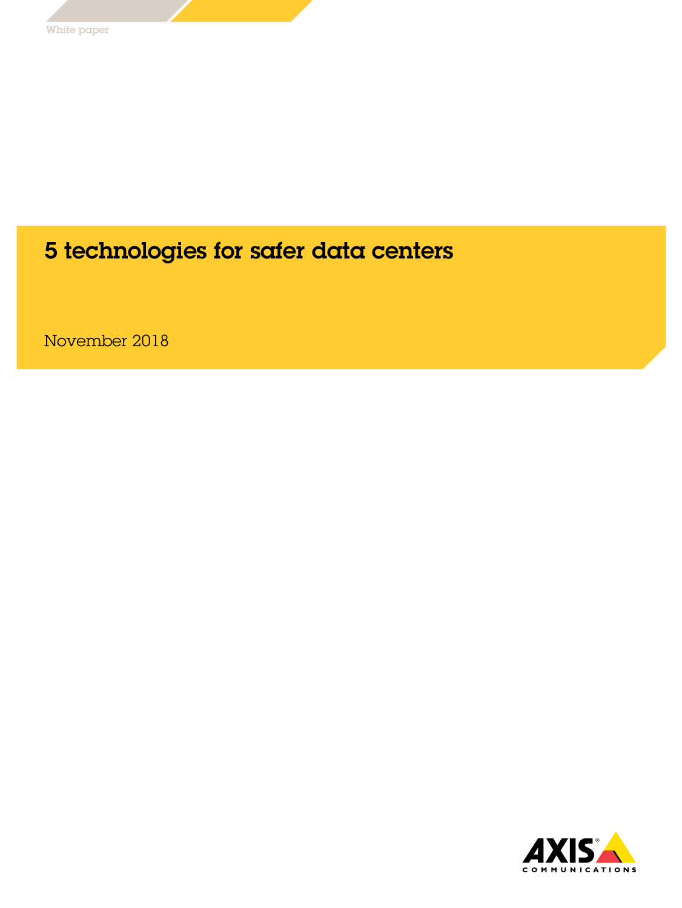White paper

# 5 technologies for safer data centers

November 2018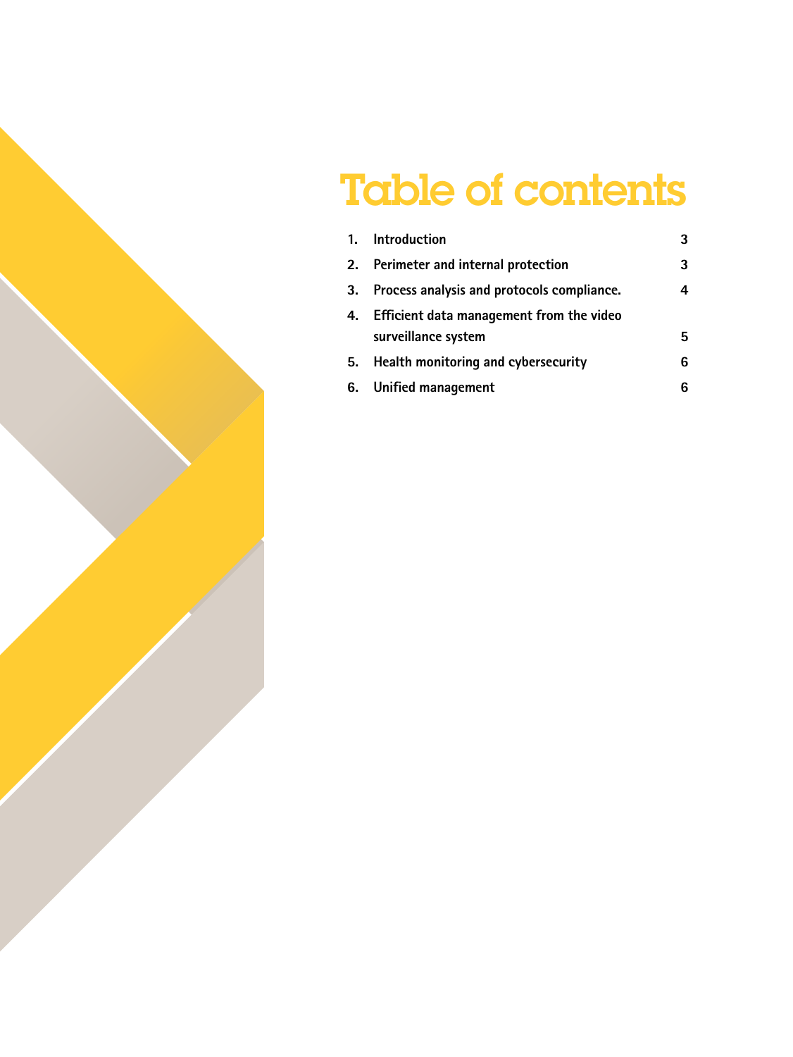# Table of contents

1. **Introduction** 3
2. **Perimeter and internal protection** 3
3. **Process analysis and protocols compliance.** 4
4. **Efficient data management from the video surveillance system** 5
5. **Health monitoring and cybersecurity** 6
6. **Unified management** 6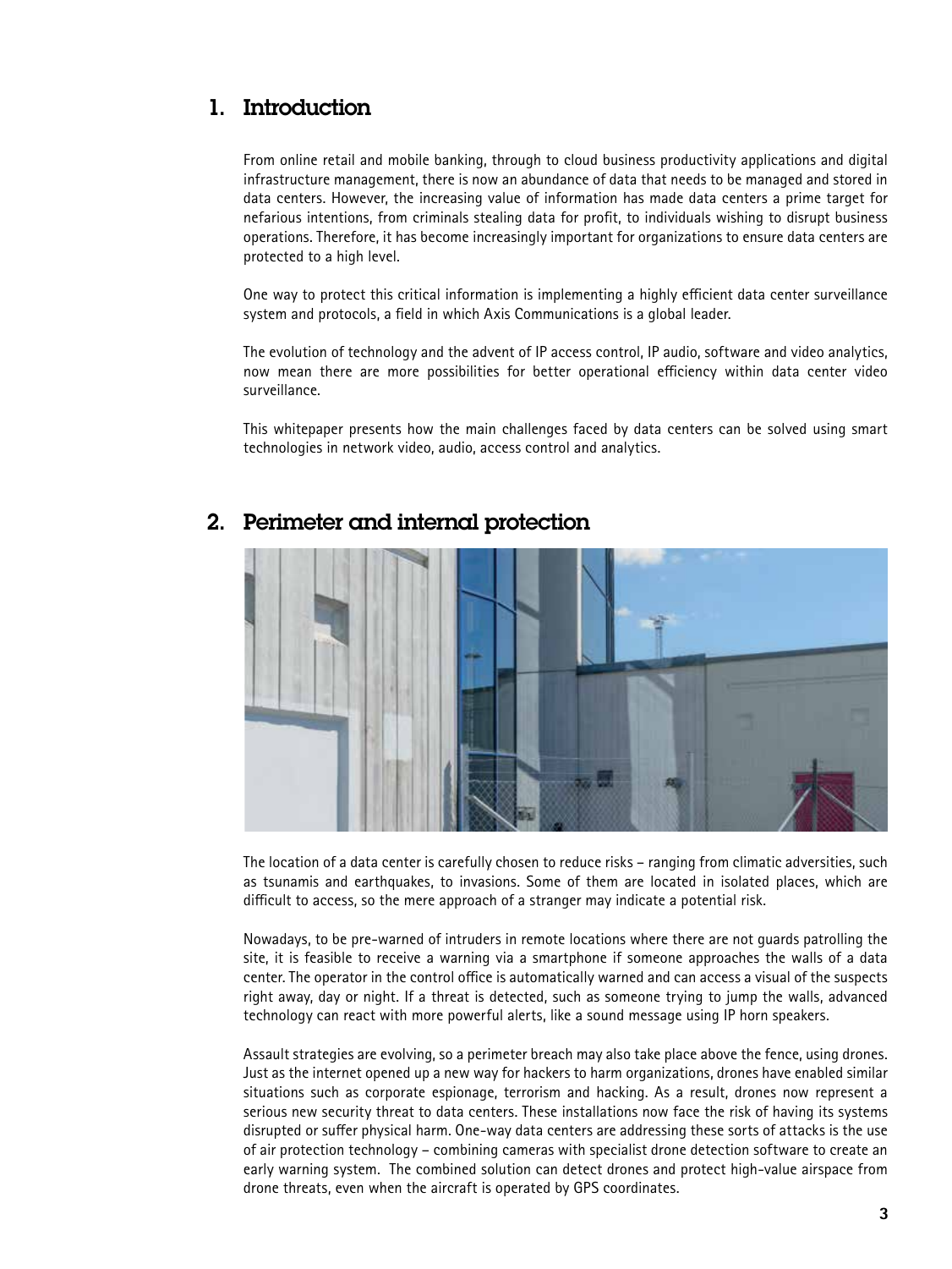## 1. Introduction

From online retail and mobile banking, through to cloud business productivity applications and digital infrastructure management, there is now an abundance of data that needs to be managed and stored in data centers. However, the increasing value of information has made data centers a prime target for nefarious intentions, from criminals stealing data for profit, to individuals wishing to disrupt business operations. Therefore, it has become increasingly important for organizations to ensure data centers are protected to a high level.

One way to protect this critical information is implementing a highly efficient data center surveillance system and protocols, a field in which Axis Communications is a global leader.

The evolution of technology and the advent of IP access control, IP audio, software and video analytics, now mean there are more possibilities for better operational efficiency within data center video surveillance.

This whitepaper presents how the main challenges faced by data centers can be solved using smart technologies in network video, audio, access control and analytics.

## 2. Perimeter and internal protection

The location of a data center is carefully chosen to reduce risks – ranging from climatic adversities, such as tsunamis and earthquakes, to invasions. Some of them are located in isolated places, which are difficult to access, so the mere approach of a stranger may indicate a potential risk.

Nowadays, to be pre-warned of intruders in remote locations where there are not guards patrolling the site, it is feasible to receive a warning via a smartphone if someone approaches the walls of a data center. The operator in the control office is automatically warned and can access a visual of the suspects right away, day or night. If a threat is detected, such as someone trying to jump the walls, advanced technology can react with more powerful alerts, like a sound message using IP horn speakers.

Assault strategies are evolving, so a perimeter breach may also take place above the fence, using drones. Just as the internet opened up a new way for hackers to harm organizations, drones have enabled similar situations such as corporate espionage, terrorism and hacking. As a result, drones now represent a serious new security threat to data centers. These installations now face the risk of having its systems disrupted or suffer physical harm. One-way data centers are addressing these sorts of attacks is the use of air protection technology – combining cameras with specialist drone detection software to create an early warning system. The combined solution can detect drones and protect high-value airspace from drone threats, even when the aircraft is operated by GPS coordinates.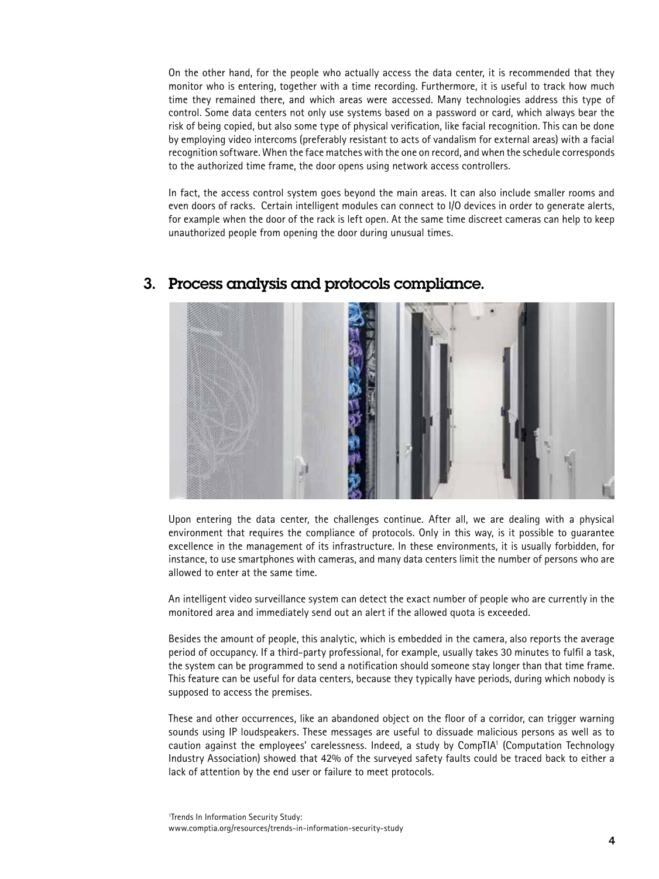On the other hand, for the people who actually access the data center, it is recommended that they monitor who is entering, together with a time recording. Furthermore, it is useful to track how much time they remained there, and which areas were accessed. Many technologies address this type of control. Some data centers not only use systems based on a password or card, which always bear the risk of being copied, but also some type of physical verification, like facial recognition. This can be done by employing video intercoms (preferably resistant to acts of vandalism for external areas) with a facial recognition software. When the face matches with the one on record, and when the schedule corresponds to the authorized time frame, the door opens using network access controllers.

In fact, the access control system goes beyond the main areas. It can also include smaller rooms and even doors of racks. Certain intelligent modules can connect to I/O devices in order to generate alerts, for example when the door of the rack is left open. At the same time discreet cameras can help to keep unauthorized people from opening the door during unusual times.

## 3. Process analysis and protocols compliance.

Upon entering the data center, the challenges continue. After all, we are dealing with a physical environment that requires the compliance of protocols. Only in this way, is it possible to guarantee excellence in the management of its infrastructure. In these environments, it is usually forbidden, for instance, to use smartphones with cameras, and many data centers limit the number of persons who are allowed to enter at the same time.

An intelligent video surveillance system can detect the exact number of people who are currently in the monitored area and immediately send out an alert if the allowed quota is exceeded.

Besides the amount of people, this analytic, which is embedded in the camera, also reports the average period of occupancy. If a third-party professional, for example, usually takes 30 minutes to fulfil a task, the system can be programmed to send a notification should someone stay longer than that time frame. This feature can be useful for data centers, because they typically have periods, during which nobody is supposed to access the premises.

These and other occurrences, like an abandoned object on the floor of a corridor, can trigger warning sounds using IP loudspeakers. These messages are useful to dissuade malicious persons as well as to caution against the employees' carelessness. Indeed, a study by CompTIA[1] (Computation Technology Industry Association) showed that 42% of the surveyed safety faults could be traced back to either a lack of attention by the end user or failure to meet protocols.

[1]Trends In Information Security Study:
www.comptia.org/resources/trends-in-information-security-study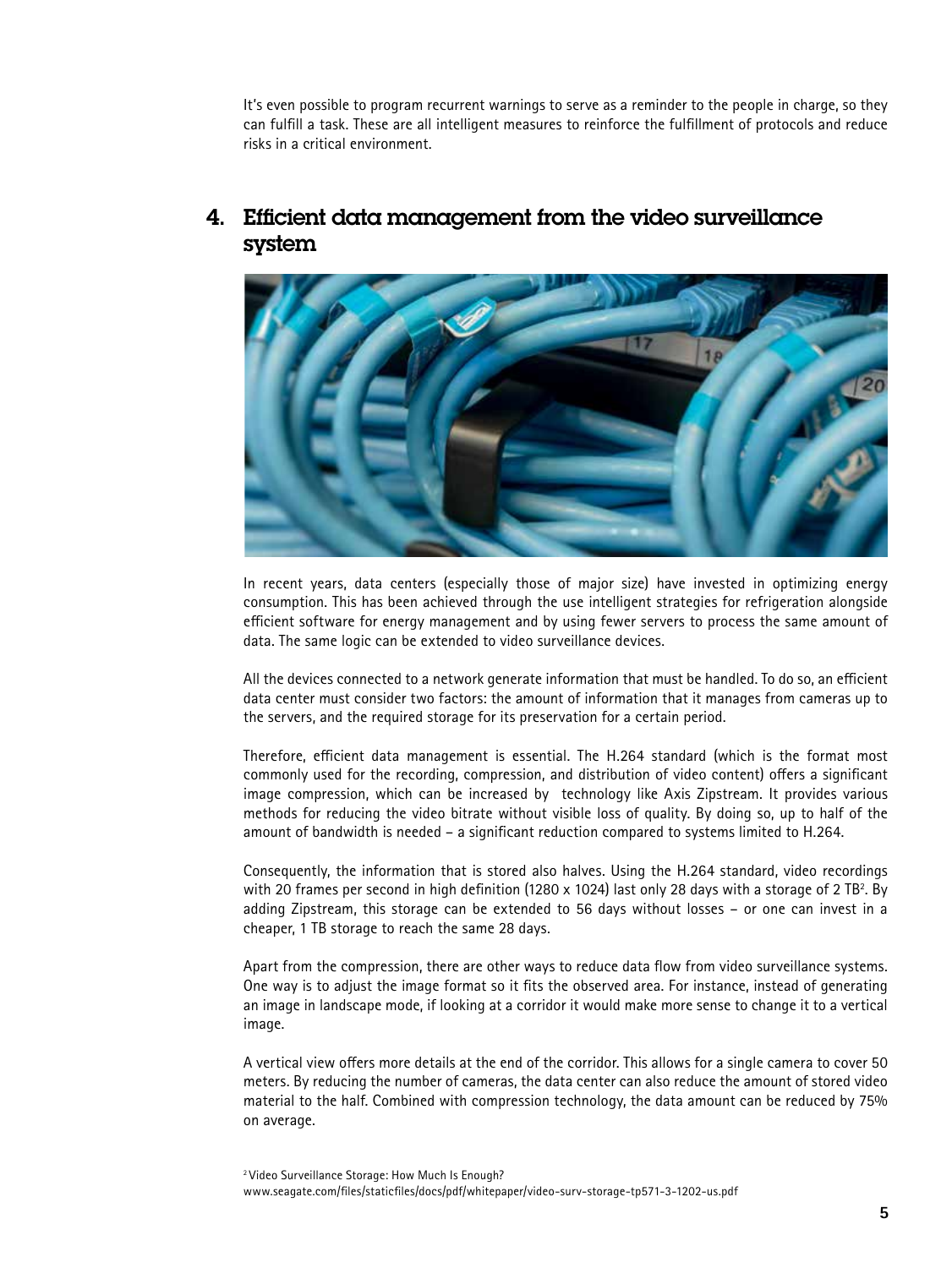It's even possible to program recurrent warnings to serve as a reminder to the people in charge, so they can fulfill a task. These are all intelligent measures to reinforce the fulfillment of protocols and reduce risks in a critical environment.

## 4. Efficient data management from the video surveillance system

In recent years, data centers (especially those of major size) have invested in optimizing energy consumption. This has been achieved through the use intelligent strategies for refrigeration alongside efficient software for energy management and by using fewer servers to process the same amount of data. The same logic can be extended to video surveillance devices.

All the devices connected to a network generate information that must be handled. To do so, an efficient data center must consider two factors: the amount of information that it manages from cameras up to the servers, and the required storage for its preservation for a certain period.

Therefore, efficient data management is essential. The H.264 standard (which is the format most commonly used for the recording, compression, and distribution of video content) offers a significant image compression, which can be increased by technology like Axis Zipstream. It provides various methods for reducing the video bitrate without visible loss of quality. By doing so, up to half of the amount of bandwidth is needed – a significant reduction compared to systems limited to H.264.

Consequently, the information that is stored also halves. Using the H.264 standard, video recordings with 20 frames per second in high definition (1280 x 1024) last only 28 days with a storage of 2 TB[2]. By adding Zipstream, this storage can be extended to 56 days without losses – or one can invest in a cheaper, 1 TB storage to reach the same 28 days.

Apart from the compression, there are other ways to reduce data flow from video surveillance systems. One way is to adjust the image format so it fits the observed area. For instance, instead of generating an image in landscape mode, if looking at a corridor it would make more sense to change it to a vertical image.

A vertical view offers more details at the end of the corridor. This allows for a single camera to cover 50 meters. By reducing the number of cameras, the data center can also reduce the amount of stored video material to the half. Combined with compression technology, the data amount can be reduced by 75% on average.

[2] Video Surveillance Storage: How Much Is Enough?
www.seagate.com/files/staticfiles/docs/pdf/whitepaper/video-surv-storage-tp571-3-1202-us.pdf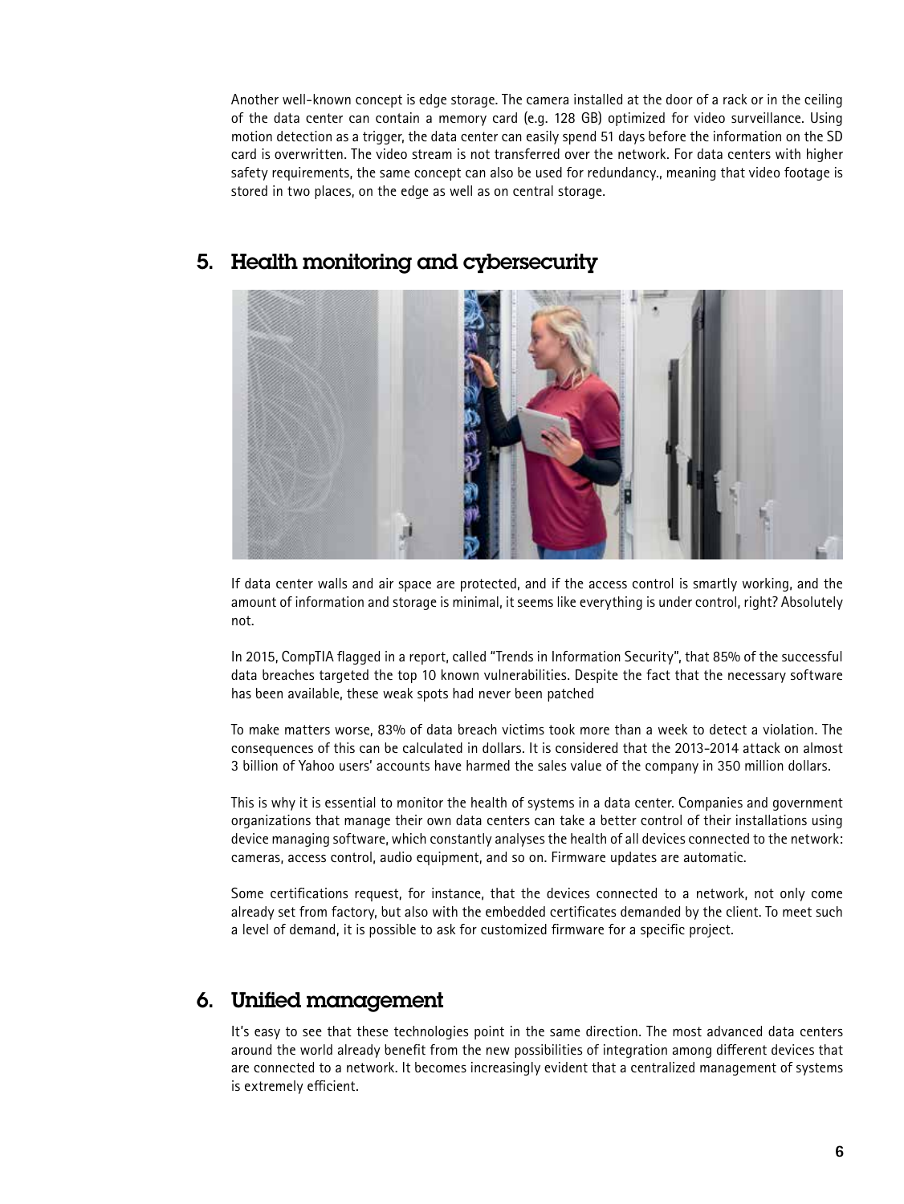Another well-known concept is edge storage. The camera installed at the door of a rack or in the ceiling of the data center can contain a memory card (e.g. 128 GB) optimized for video surveillance. Using motion detection as a trigger, the data center can easily spend 51 days before the information on the SD card is overwritten. The video stream is not transferred over the network. For data centers with higher safety requirements, the same concept can also be used for redundancy., meaning that video footage is stored in two places, on the edge as well as on central storage.

## 5. Health monitoring and cybersecurity

If data center walls and air space are protected, and if the access control is smartly working, and the amount of information and storage is minimal, it seems like everything is under control, right? Absolutely not.

In 2015, CompTIA flagged in a report, called "Trends in Information Security", that 85% of the successful data breaches targeted the top 10 known vulnerabilities. Despite the fact that the necessary software has been available, these weak spots had never been patched

To make matters worse, 83% of data breach victims took more than a week to detect a violation. The consequences of this can be calculated in dollars. It is considered that the 2013-2014 attack on almost 3 billion of Yahoo users' accounts have harmed the sales value of the company in 350 million dollars.

This is why it is essential to monitor the health of systems in a data center. Companies and government organizations that manage their own data centers can take a better control of their installations using device managing software, which constantly analyses the health of all devices connected to the network: cameras, access control, audio equipment, and so on. Firmware updates are automatic.

Some certifications request, for instance, that the devices connected to a network, not only come already set from factory, but also with the embedded certificates demanded by the client. To meet such a level of demand, it is possible to ask for customized firmware for a specific project.

## 6. Unified management

It's easy to see that these technologies point in the same direction. The most advanced data centers around the world already benefit from the new possibilities of integration among different devices that are connected to a network. It becomes increasingly evident that a centralized management of systems is extremely efficient.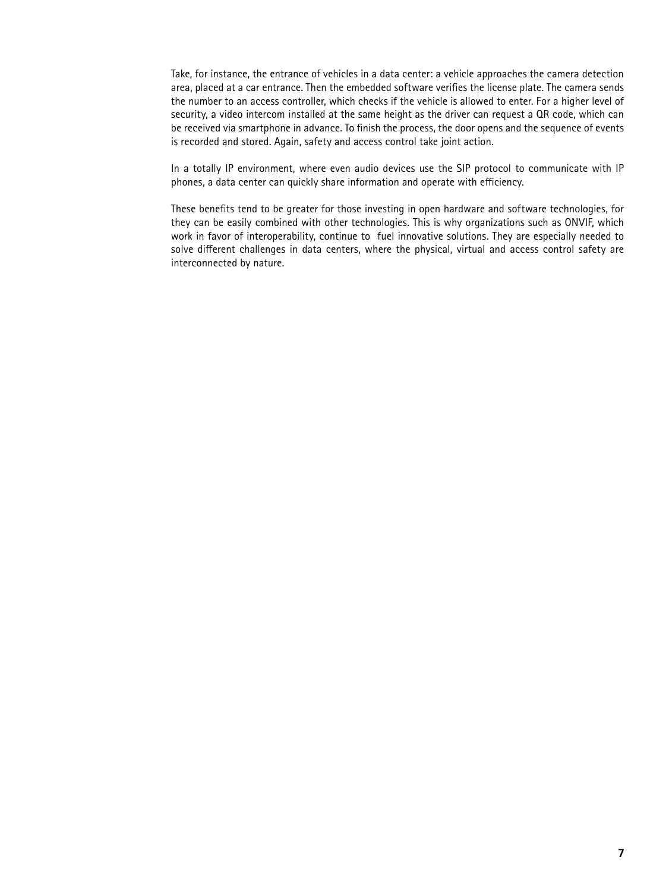Take, for instance, the entrance of vehicles in a data center: a vehicle approaches the camera detection area, placed at a car entrance. Then the embedded software verifies the license plate. The camera sends the number to an access controller, which checks if the vehicle is allowed to enter. For a higher level of security, a video intercom installed at the same height as the driver can request a QR code, which can be received via smartphone in advance. To finish the process, the door opens and the sequence of events is recorded and stored. Again, safety and access control take joint action.

In a totally IP environment, where even audio devices use the SIP protocol to communicate with IP phones, a data center can quickly share information and operate with efficiency.

These benefits tend to be greater for those investing in open hardware and software technologies, for they can be easily combined with other technologies. This is why organizations such as ONVIF, which work in favor of interoperability, continue to fuel innovative solutions. They are especially needed to solve different challenges in data centers, where the physical, virtual and access control safety are interconnected by nature.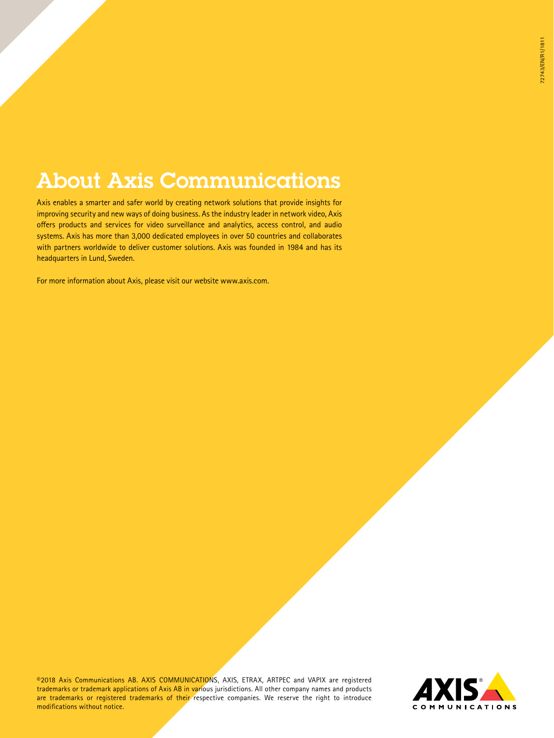# About Axis Communications

Axis enables a smarter and safer world by creating network solutions that provide insights for improving security and new ways of doing business. As the industry leader in network video, Axis offers products and services for video surveillance and analytics, access control, and audio systems. Axis has more than 3,000 dedicated employees in over 50 countries and collaborates with partners worldwide to deliver customer solutions. Axis was founded in 1984 and has its headquarters in Lund, Sweden.

For more information about Axis, please visit our website www.axis.com.

©2018 Axis Communications AB. AXIS COMMUNICATIONS, AXIS, ETRAX, ARTPEC and VAPIX are registered trademarks or trademark applications of Axis AB in various jurisdictions. All other company names and products are trademarks or registered trademarks of their respective companies. We reserve the right to introduce modifications without notice.

72743/EN/R1/1811